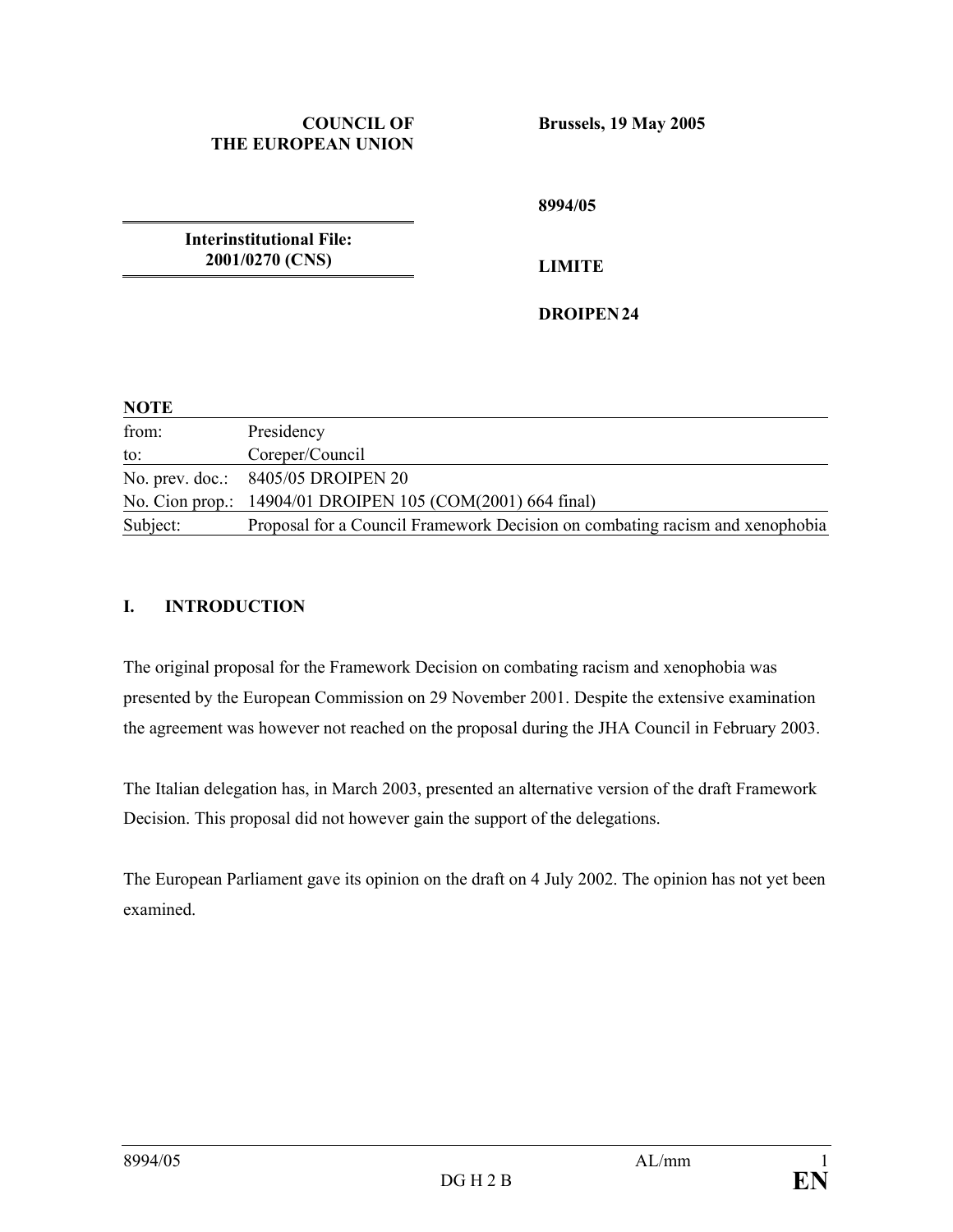**COUNCIL OF THE EUROPEAN UNION**

**Brussels, 19 May 2005**

**Interinstitutional File: 2001/0270 (CNS)**

**8994/05**

**LIMITE**

**DROIPEN 24**

**NOTE**

| | |
|---|---|
| from: | Presidency |
| to: | Coreper/Council |
| No. prev. doc.: | 8405/05 DROIPEN 20 |
| No. Cion prop.: | 14904/01 DROIPEN 105 (COM(2001) 664 final) |
| Subject: | Proposal for a Council Framework Decision on combating racism and xenophobia |

## I. INTRODUCTION

The original proposal for the Framework Decision on combating racism and xenophobia was presented by the European Commission on 29 November 2001. Despite the extensive examination the agreement was however not reached on the proposal during the JHA Council in February 2003.

The Italian delegation has, in March 2003, presented an alternative version of the draft Framework Decision. This proposal did not however gain the support of the delegations.

The European Parliament gave its opinion on the draft on 4 July 2002. The opinion has not yet been examined.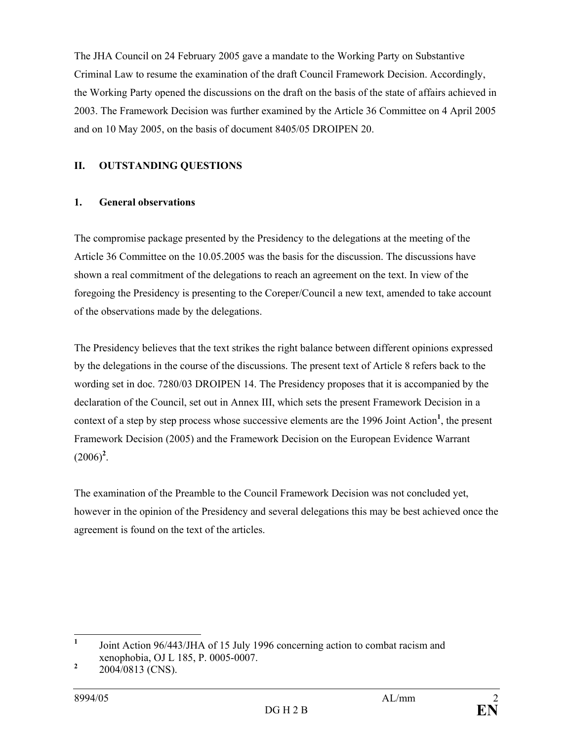The JHA Council on 24 February 2005 gave a mandate to the Working Party on Substantive Criminal Law to resume the examination of the draft Council Framework Decision. Accordingly, the Working Party opened the discussions on the draft on the basis of the state of affairs achieved in 2003. The Framework Decision was further examined by the Article 36 Committee on 4 April 2005 and on 10 May 2005, on the basis of document 8405/05 DROIPEN 20.

## II. OUTSTANDING QUESTIONS

### 1. General observations

The compromise package presented by the Presidency to the delegations at the meeting of the Article 36 Committee on the 10.05.2005 was the basis for the discussion. The discussions have shown a real commitment of the delegations to reach an agreement on the text. In view of the foregoing the Presidency is presenting to the Coreper/Council a new text, amended to take account of the observations made by the delegations.

The Presidency believes that the text strikes the right balance between different opinions expressed by the delegations in the course of the discussions. The present text of Article 8 refers back to the wording set in doc. 7280/03 DROIPEN 14. The Presidency proposes that it is accompanied by the declaration of the Council, set out in Annex III, which sets the present Framework Decision in a context of a step by step process whose successive elements are the 1996 Joint Action[1], the present Framework Decision (2005) and the Framework Decision on the European Evidence Warrant (2006)[2].

The examination of the Preamble to the Council Framework Decision was not concluded yet, however in the opinion of the Presidency and several delegations this may be best achieved once the agreement is found on the text of the articles.

---

[1] Joint Action 96/443/JHA of 15 July 1996 concerning action to combat racism and xenophobia, OJ L 185, P. 0005-0007.

[2] 2004/0813 (CNS).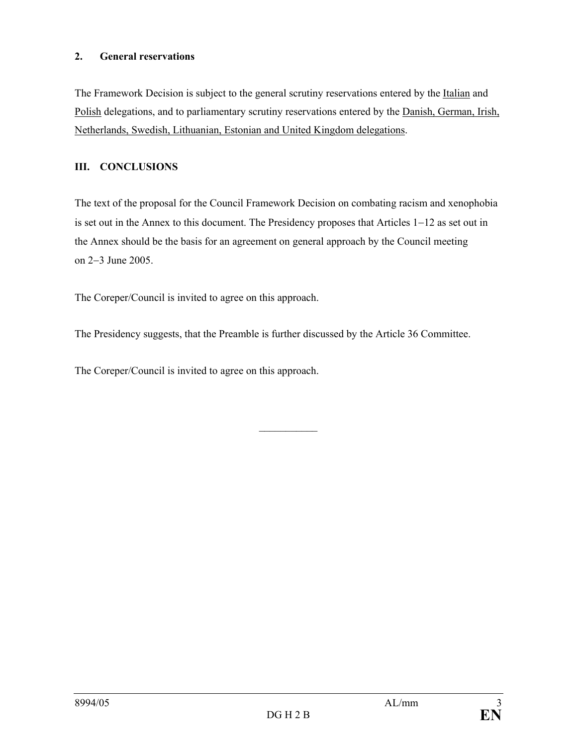### 2. General reservations

The Framework Decision is subject to the general scrutiny reservations entered by the Italian and Polish delegations, and to parliamentary scrutiny reservations entered by the Danish, German, Irish, Netherlands, Swedish, Lithuanian, Estonian and United Kingdom delegations.

## III. CONCLUSIONS

The text of the proposal for the Council Framework Decision on combating racism and xenophobia is set out in the Annex to this document. The Presidency proposes that Articles 1–12 as set out in the Annex should be the basis for an agreement on general approach by the Council meeting on 2–3 June 2005.

The Coreper/Council is invited to agree on this approach.

The Presidency suggests, that the Preamble is further discussed by the Article 36 Committee.

The Coreper/Council is invited to agree on this approach.

---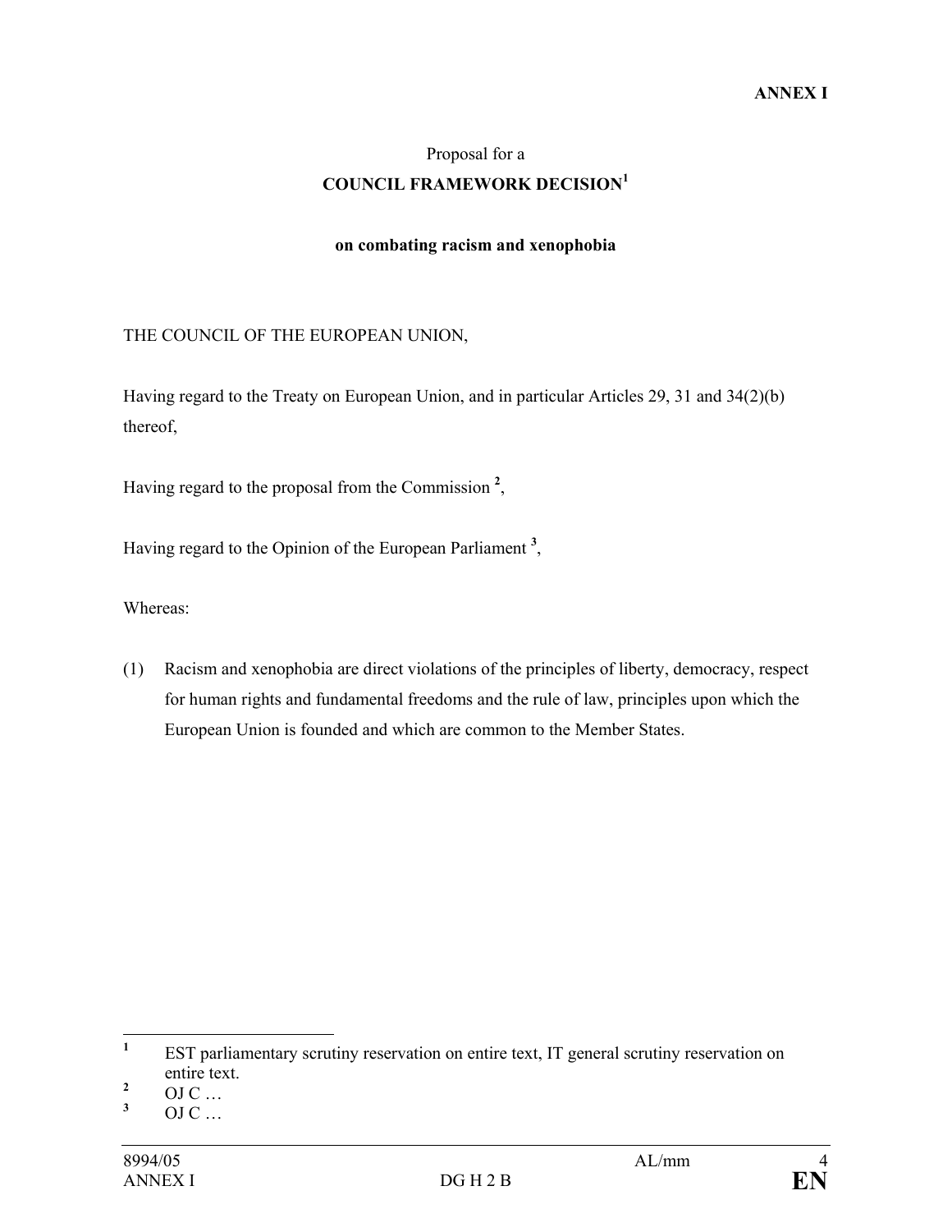**ANNEX I**

Proposal for a

**COUNCIL FRAMEWORK DECISION**[1]

**on combating racism and xenophobia**

THE COUNCIL OF THE EUROPEAN UNION,

Having regard to the Treaty on European Union, and in particular Articles 29, 31 and 34(2)(b) thereof,

Having regard to the proposal from the Commission [2],

Having regard to the Opinion of the European Parliament [3],

Whereas:

(1) Racism and xenophobia are direct violations of the principles of liberty, democracy, respect for human rights and fundamental freedoms and the rule of law, principles upon which the European Union is founded and which are common to the Member States.

---

[1] EST parliamentary scrutiny reservation on entire text, IT general scrutiny reservation on entire text.

[2] OJ C …

[3] OJ C …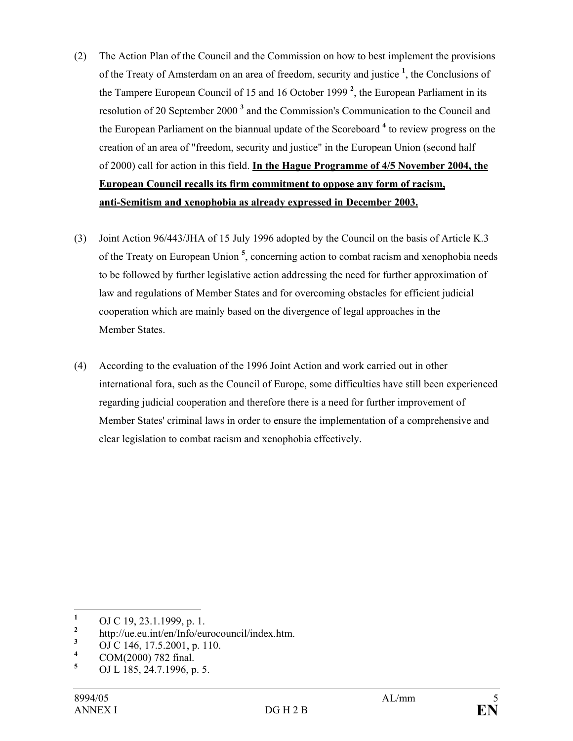(2) The Action Plan of the Council and the Commission on how to best implement the provisions of the Treaty of Amsterdam on an area of freedom, security and justice [1], the Conclusions of the Tampere European Council of 15 and 16 October 1999 [2], the European Parliament in its resolution of 20 September 2000 [3] and the Commission's Communication to the Council and the European Parliament on the biannual update of the Scoreboard [4] to review progress on the creation of an area of "freedom, security and justice" in the European Union (second half of 2000) call for action in this field. **<u>In the Hague Programme of 4/5 November 2004, the European Council recalls its firm commitment to oppose any form of racism, anti-Semitism and xenophobia as already expressed in December 2003.</u>**

(3) Joint Action 96/443/JHA of 15 July 1996 adopted by the Council on the basis of Article K.3 of the Treaty on European Union [5], concerning action to combat racism and xenophobia needs to be followed by further legislative action addressing the need for further approximation of law and regulations of Member States and for overcoming obstacles for efficient judicial cooperation which are mainly based on the divergence of legal approaches in the Member States.

(4) According to the evaluation of the 1996 Joint Action and work carried out in other international fora, such as the Council of Europe, some difficulties have still been experienced regarding judicial cooperation and therefore there is a need for further improvement of Member States' criminal laws in order to ensure the implementation of a comprehensive and clear legislation to combat racism and xenophobia effectively.

---

[1] OJ C 19, 23.1.1999, p. 1.

[2] http://ue.eu.int/en/Info/eurocouncil/index.htm.

[3] OJ C 146, 17.5.2001, p. 110.

[4] COM(2000) 782 final.

[5] OJ L 185, 24.7.1996, p. 5.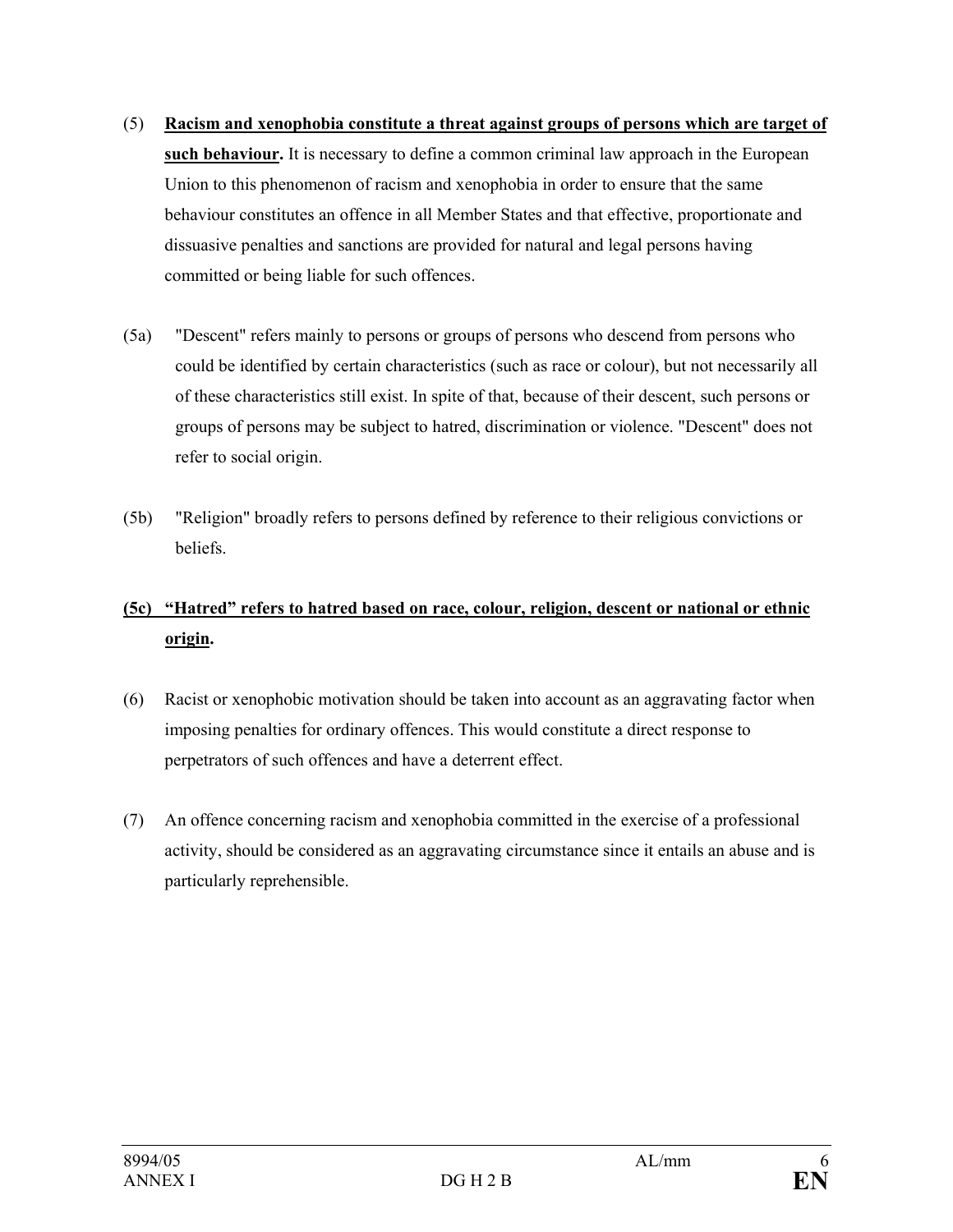(5) **Racism and xenophobia constitute a threat against groups of persons which are target of such behaviour.** It is necessary to define a common criminal law approach in the European Union to this phenomenon of racism and xenophobia in order to ensure that the same behaviour constitutes an offence in all Member States and that effective, proportionate and dissuasive penalties and sanctions are provided for natural and legal persons having committed or being liable for such offences.

(5a) "Descent" refers mainly to persons or groups of persons who descend from persons who could be identified by certain characteristics (such as race or colour), but not necessarily all of these characteristics still exist. In spite of that, because of their descent, such persons or groups of persons may be subject to hatred, discrimination or violence. "Descent" does not refer to social origin.

(5b) "Religion" broadly refers to persons defined by reference to their religious convictions or beliefs.

**(5c) "Hatred" refers to hatred based on race, colour, religion, descent or national or ethnic origin.**

(6) Racist or xenophobic motivation should be taken into account as an aggravating factor when imposing penalties for ordinary offences. This would constitute a direct response to perpetrators of such offences and have a deterrent effect.

(7) An offence concerning racism and xenophobia committed in the exercise of a professional activity, should be considered as an aggravating circumstance since it entails an abuse and is particularly reprehensible.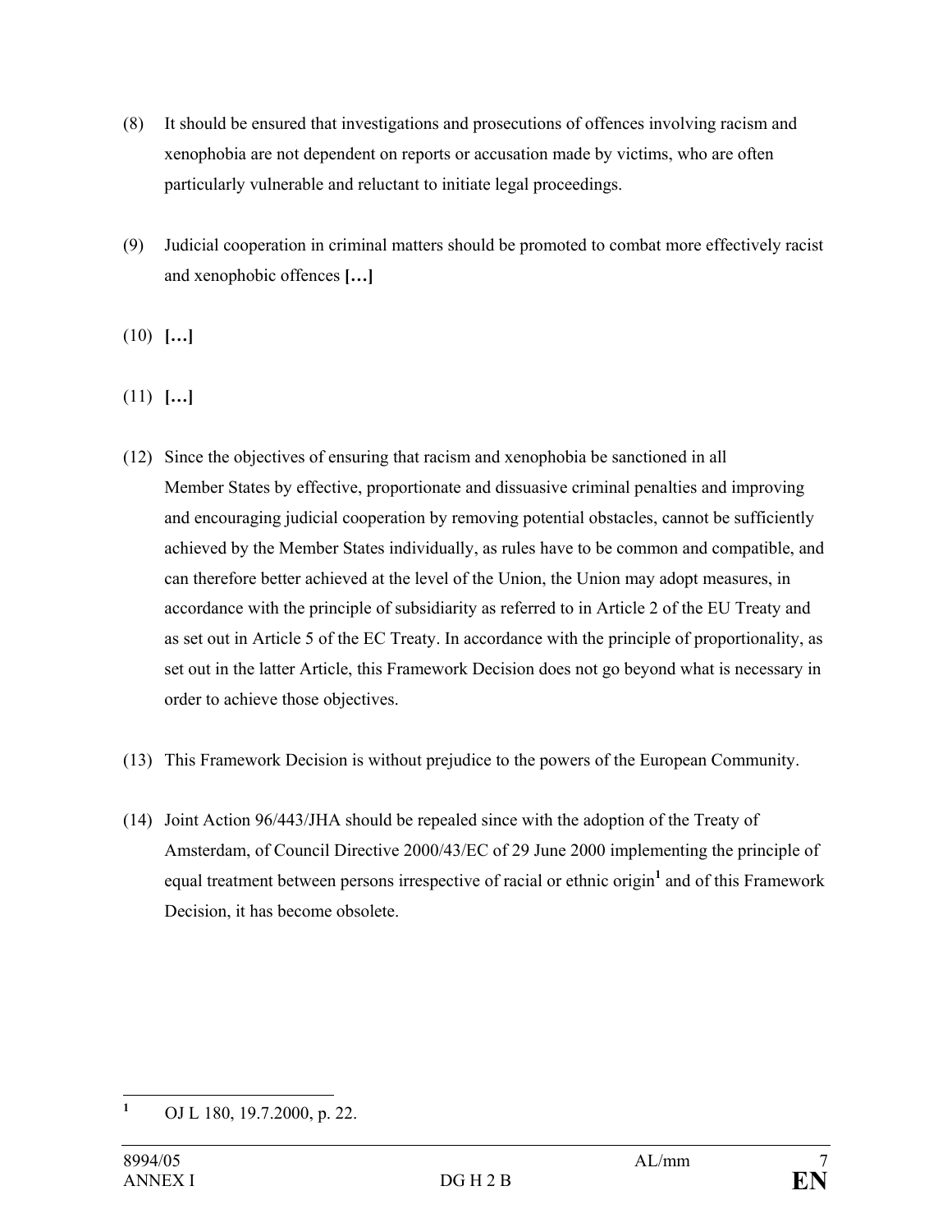(8) It should be ensured that investigations and prosecutions of offences involving racism and xenophobia are not dependent on reports or accusation made by victims, who are often particularly vulnerable and reluctant to initiate legal proceedings.

(9) Judicial cooperation in criminal matters should be promoted to combat more effectively racist and xenophobic offences **[…]**

(10) **[…]**

(11) **[…]**

(12) Since the objectives of ensuring that racism and xenophobia be sanctioned in all Member States by effective, proportionate and dissuasive criminal penalties and improving and encouraging judicial cooperation by removing potential obstacles, cannot be sufficiently achieved by the Member States individually, as rules have to be common and compatible, and can therefore better achieved at the level of the Union, the Union may adopt measures, in accordance with the principle of subsidiarity as referred to in Article 2 of the EU Treaty and as set out in Article 5 of the EC Treaty. In accordance with the principle of proportionality, as set out in the latter Article, this Framework Decision does not go beyond what is necessary in order to achieve those objectives.

(13) This Framework Decision is without prejudice to the powers of the European Community.

(14) Joint Action 96/443/JHA should be repealed since with the adoption of the Treaty of Amsterdam, of Council Directive 2000/43/EC of 29 June 2000 implementing the principle of equal treatment between persons irrespective of racial or ethnic origin[1] and of this Framework Decision, it has become obsolete.

---

[1] OJ L 180, 19.7.2000, p. 22.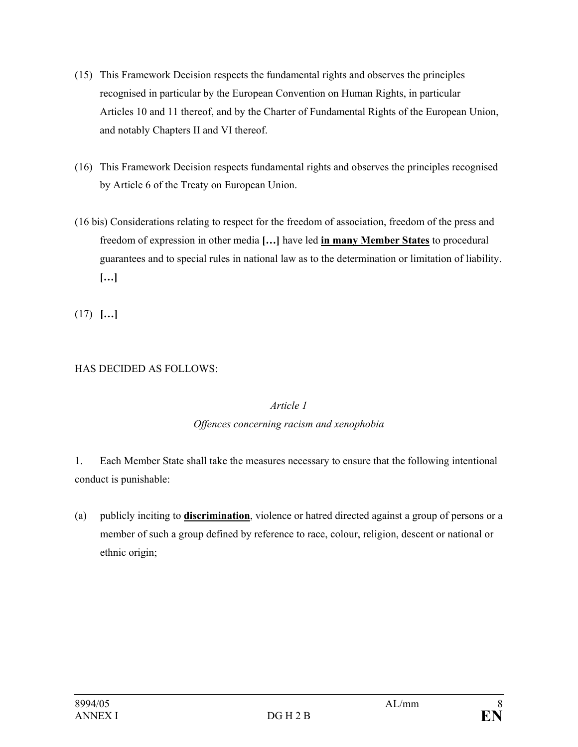(15) This Framework Decision respects the fundamental rights and observes the principles recognised in particular by the European Convention on Human Rights, in particular Articles 10 and 11 thereof, and by the Charter of Fundamental Rights of the European Union, and notably Chapters II and VI thereof.

(16) This Framework Decision respects fundamental rights and observes the principles recognised by Article 6 of the Treaty on European Union.

(16 bis) Considerations relating to respect for the freedom of association, freedom of the press and freedom of expression in other media **[…]** have led <u>**in many Member States**</u> to procedural guarantees and to special rules in national law as to the determination or limitation of liability. **[…]**

(17) **[…]**

HAS DECIDED AS FOLLOWS:

*Article 1*

*Offences concerning racism and xenophobia*

1. Each Member State shall take the measures necessary to ensure that the following intentional conduct is punishable:

(a) publicly inciting to <u>**discrimination**</u>, violence or hatred directed against a group of persons or a member of such a group defined by reference to race, colour, religion, descent or national or ethnic origin;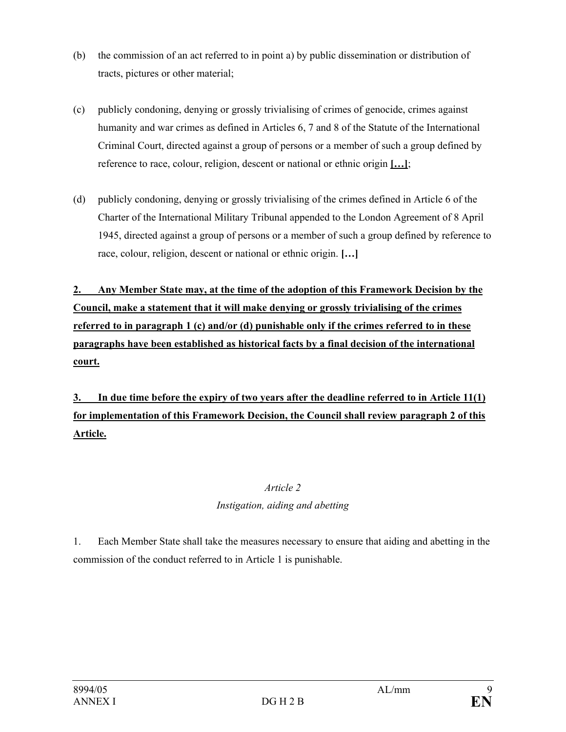(b) the commission of an act referred to in point a) by public dissemination or distribution of tracts, pictures or other material;

(c) publicly condoning, denying or grossly trivialising of crimes of genocide, crimes against humanity and war crimes as defined in Articles 6, 7 and 8 of the Statute of the International Criminal Court, directed against a group of persons or a member of such a group defined by reference to race, colour, religion, descent or national or ethnic origin **[…]**;

(d) publicly condoning, denying or grossly trivialising of the crimes defined in Article 6 of the Charter of the International Military Tribunal appended to the London Agreement of 8 April 1945, directed against a group of persons or a member of such a group defined by reference to race, colour, religion, descent or national or ethnic origin. **[…]**

**2. Any Member State may, at the time of the adoption of this Framework Decision by the Council, make a statement that it will make denying or grossly trivialising of the crimes referred to in paragraph 1 (c) and/or (d) punishable only if the crimes referred to in these paragraphs have been established as historical facts by a final decision of the international court.**

**3. In due time before the expiry of two years after the deadline referred to in Article 11(1) for implementation of this Framework Decision, the Council shall review paragraph 2 of this Article.**

*Article 2*

*Instigation, aiding and abetting*

1. Each Member State shall take the measures necessary to ensure that aiding and abetting in the commission of the conduct referred to in Article 1 is punishable.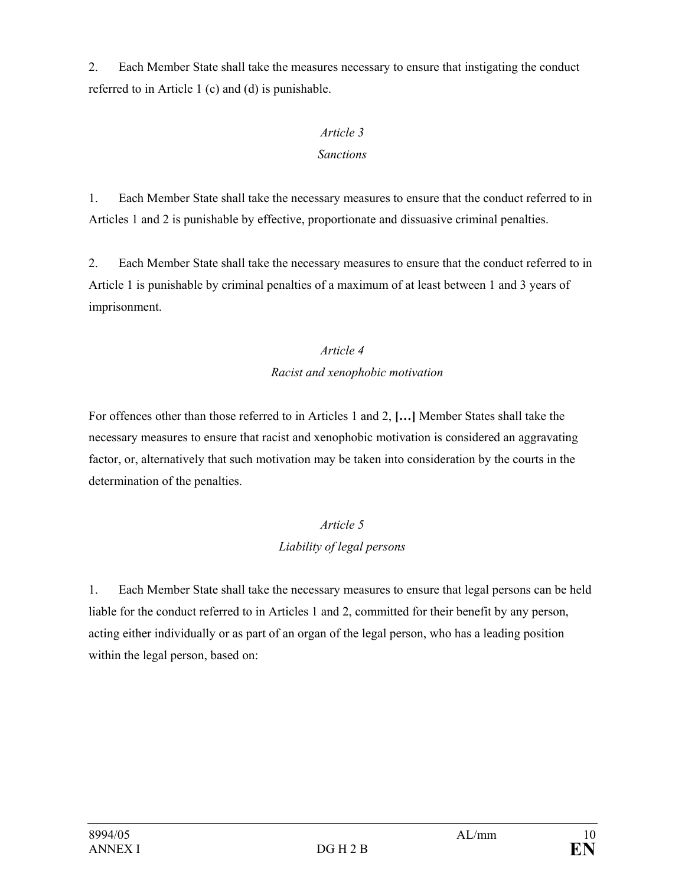2. Each Member State shall take the measures necessary to ensure that instigating the conduct referred to in Article 1 (c) and (d) is punishable.

*Article 3*

*Sanctions*

1. Each Member State shall take the necessary measures to ensure that the conduct referred to in Articles 1 and 2 is punishable by effective, proportionate and dissuasive criminal penalties.

2. Each Member State shall take the necessary measures to ensure that the conduct referred to in Article 1 is punishable by criminal penalties of a maximum of at least between 1 and 3 years of imprisonment.

*Article 4*

*Racist and xenophobic motivation*

For offences other than those referred to in Articles 1 and 2, **[…]** Member States shall take the necessary measures to ensure that racist and xenophobic motivation is considered an aggravating factor, or, alternatively that such motivation may be taken into consideration by the courts in the determination of the penalties.

*Article 5*

*Liability of legal persons*

1. Each Member State shall take the necessary measures to ensure that legal persons can be held liable for the conduct referred to in Articles 1 and 2, committed for their benefit by any person, acting either individually or as part of an organ of the legal person, who has a leading position within the legal person, based on: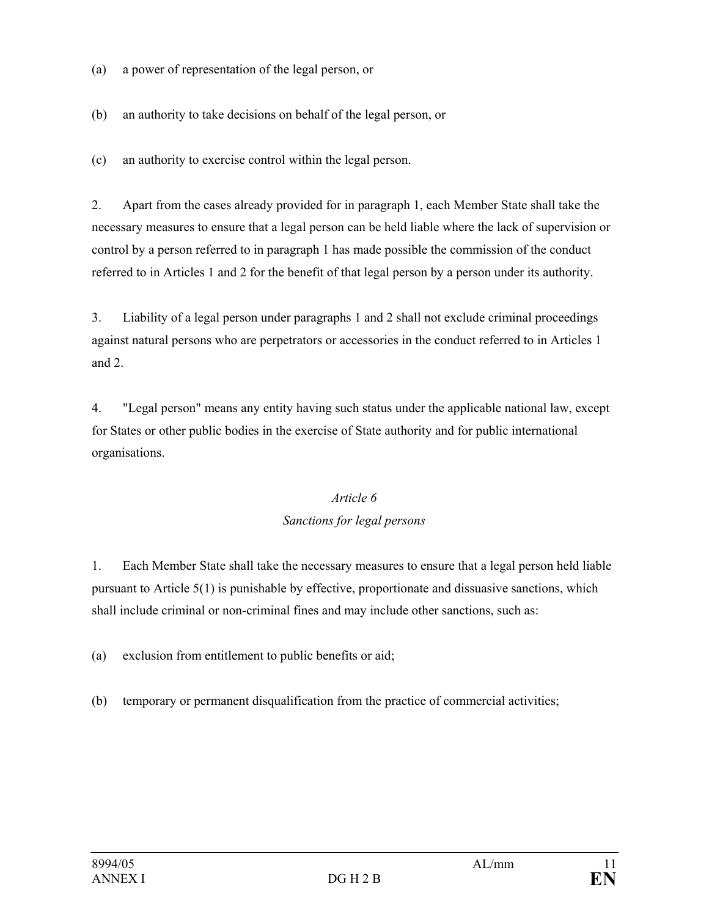(a) a power of representation of the legal person, or

(b) an authority to take decisions on behalf of the legal person, or

(c) an authority to exercise control within the legal person.

2. Apart from the cases already provided for in paragraph 1, each Member State shall take the necessary measures to ensure that a legal person can be held liable where the lack of supervision or control by a person referred to in paragraph 1 has made possible the commission of the conduct referred to in Articles 1 and 2 for the benefit of that legal person by a person under its authority.

3. Liability of a legal person under paragraphs 1 and 2 shall not exclude criminal proceedings against natural persons who are perpetrators or accessories in the conduct referred to in Articles 1 and 2.

4. "Legal person" means any entity having such status under the applicable national law, except for States or other public bodies in the exercise of State authority and for public international organisations.

*Article 6*

*Sanctions for legal persons*

1. Each Member State shall take the necessary measures to ensure that a legal person held liable pursuant to Article 5(1) is punishable by effective, proportionate and dissuasive sanctions, which shall include criminal or non-criminal fines and may include other sanctions, such as:

(a) exclusion from entitlement to public benefits or aid;

(b) temporary or permanent disqualification from the practice of commercial activities;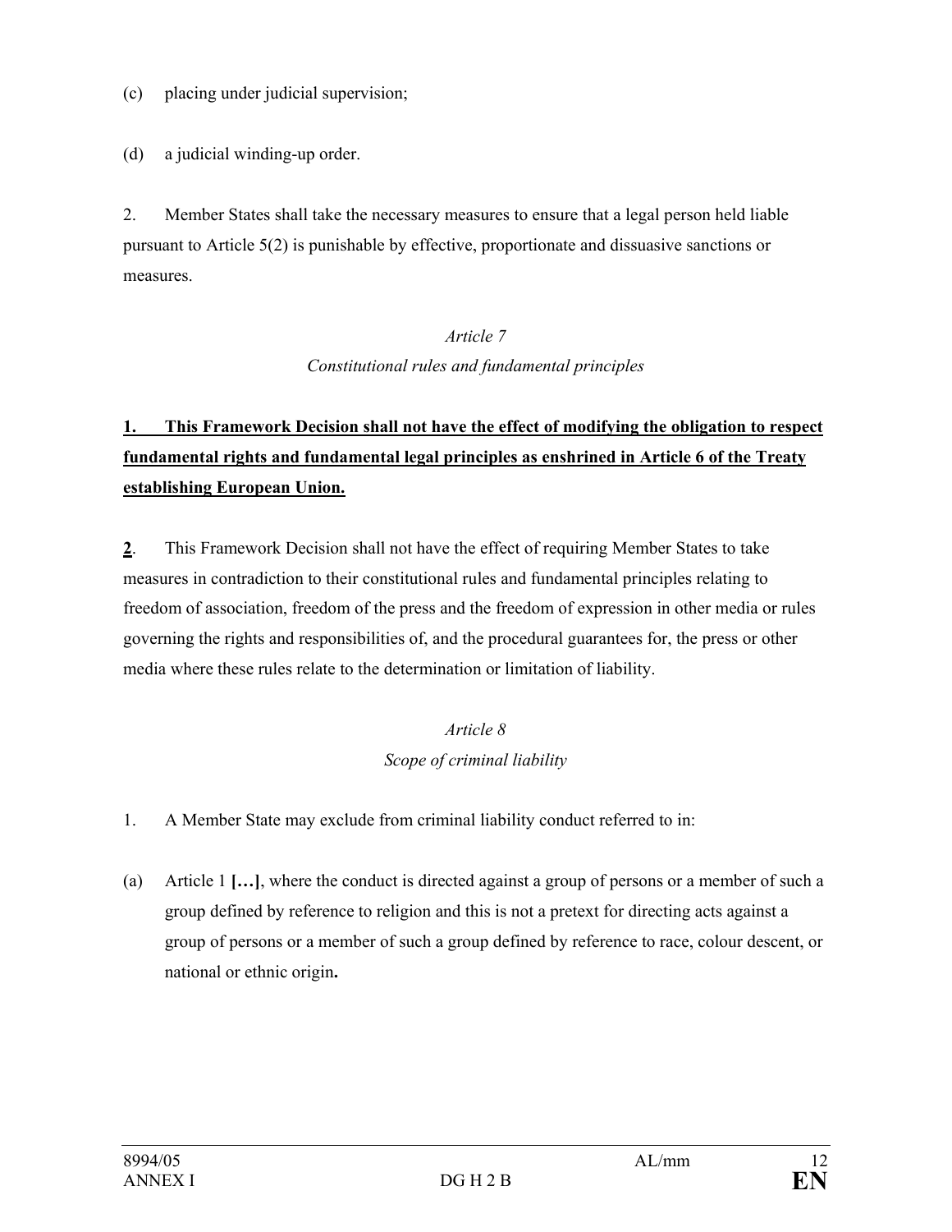(c) placing under judicial supervision;

(d) a judicial winding-up order.

2. Member States shall take the necessary measures to ensure that a legal person held liable pursuant to Article 5(2) is punishable by effective, proportionate and dissuasive sanctions or measures.

*Article 7*

*Constitutional rules and fundamental principles*

<u>**1. This Framework Decision shall not have the effect of modifying the obligation to respect fundamental rights and fundamental legal principles as enshrined in Article 6 of the Treaty establishing European Union.**</u>

<u>**2**</u>. This Framework Decision shall not have the effect of requiring Member States to take measures in contradiction to their constitutional rules and fundamental principles relating to freedom of association, freedom of the press and the freedom of expression in other media or rules governing the rights and responsibilities of, and the procedural guarantees for, the press or other media where these rules relate to the determination or limitation of liability.

*Article 8*

*Scope of criminal liability*

1. A Member State may exclude from criminal liability conduct referred to in:

(a) Article 1 **[…]**, where the conduct is directed against a group of persons or a member of such a group defined by reference to religion and this is not a pretext for directing acts against a group of persons or a member of such a group defined by reference to race, colour descent, or national or ethnic origin**.**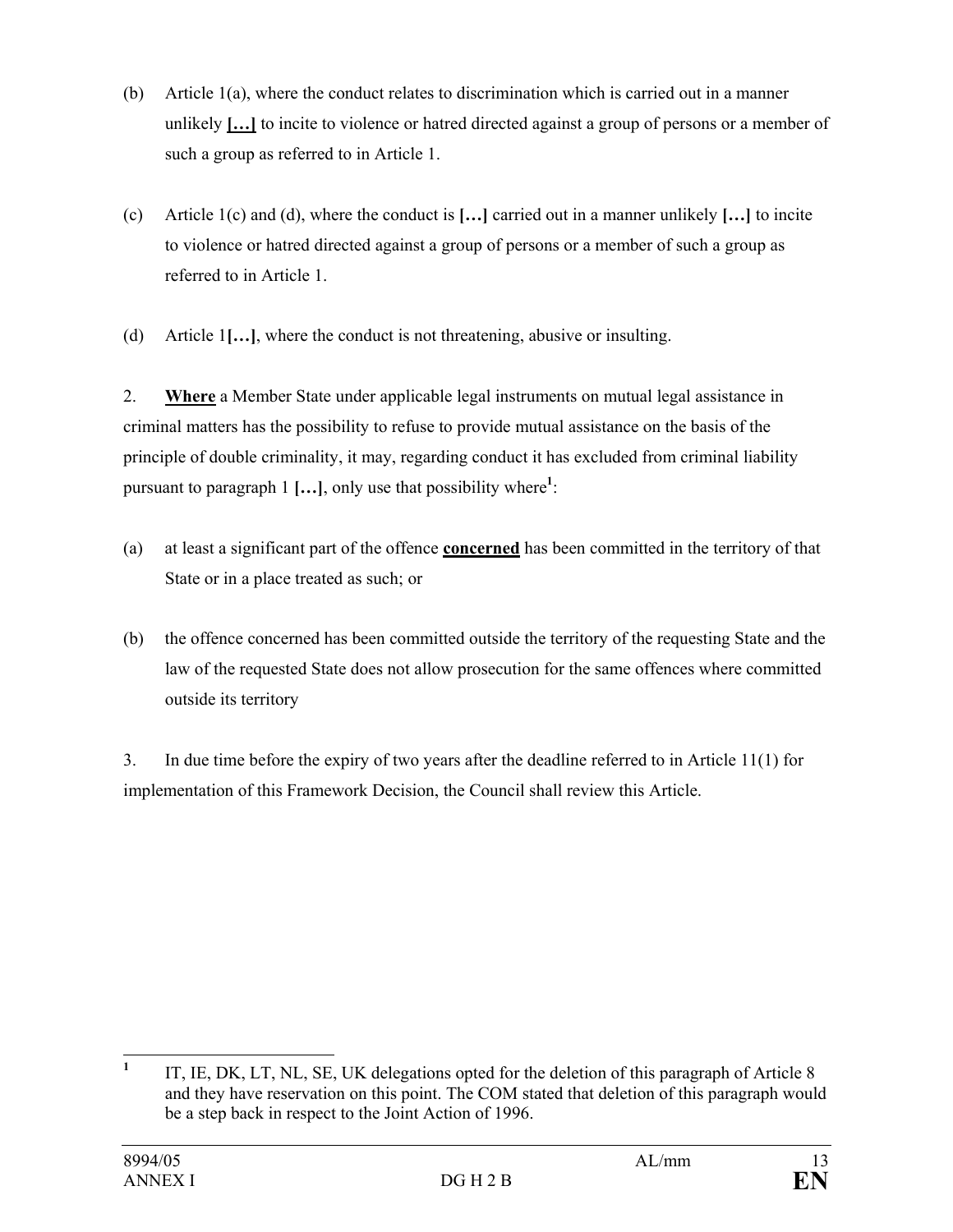(b) Article 1(a), where the conduct relates to discrimination which is carried out in a manner unlikely **[…]** to incite to violence or hatred directed against a group of persons or a member of such a group as referred to in Article 1.

(c) Article 1(c) and (d), where the conduct is **[…]** carried out in a manner unlikely **[…]** to incite to violence or hatred directed against a group of persons or a member of such a group as referred to in Article 1.

(d) Article 1**[…]**, where the conduct is not threatening, abusive or insulting.

2. **Where** a Member State under applicable legal instruments on mutual legal assistance in criminal matters has the possibility to refuse to provide mutual assistance on the basis of the principle of double criminality, it may, regarding conduct it has excluded from criminal liability pursuant to paragraph 1 **[…]**, only use that possibility where[1]:

(a) at least a significant part of the offence **concerned** has been committed in the territory of that State or in a place treated as such; or

(b) the offence concerned has been committed outside the territory of the requesting State and the law of the requested State does not allow prosecution for the same offences where committed outside its territory

3. In due time before the expiry of two years after the deadline referred to in Article 11(1) for implementation of this Framework Decision, the Council shall review this Article.

---

[1] IT, IE, DK, LT, NL, SE, UK delegations opted for the deletion of this paragraph of Article 8 and they have reservation on this point. The COM stated that deletion of this paragraph would be a step back in respect to the Joint Action of 1996.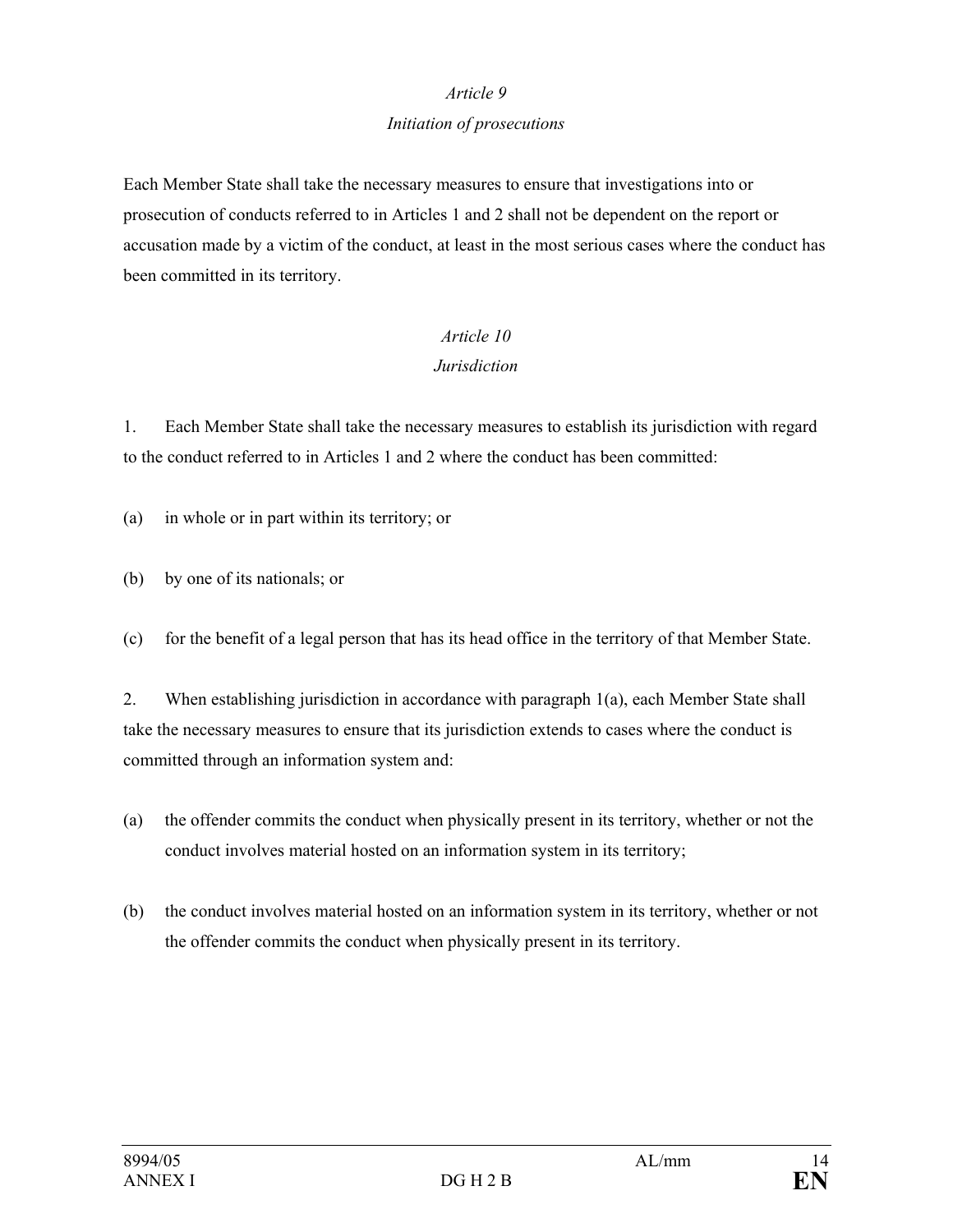*Article 9*

*Initiation of prosecutions*

Each Member State shall take the necessary measures to ensure that investigations into or prosecution of conducts referred to in Articles 1 and 2 shall not be dependent on the report or accusation made by a victim of the conduct, at least in the most serious cases where the conduct has been committed in its territory.

*Article 10*

*Jurisdiction*

1. Each Member State shall take the necessary measures to establish its jurisdiction with regard to the conduct referred to in Articles 1 and 2 where the conduct has been committed:

(a) in whole or in part within its territory; or

(b) by one of its nationals; or

(c) for the benefit of a legal person that has its head office in the territory of that Member State.

2. When establishing jurisdiction in accordance with paragraph 1(a), each Member State shall take the necessary measures to ensure that its jurisdiction extends to cases where the conduct is committed through an information system and:

(a) the offender commits the conduct when physically present in its territory, whether or not the conduct involves material hosted on an information system in its territory;

(b) the conduct involves material hosted on an information system in its territory, whether or not the offender commits the conduct when physically present in its territory.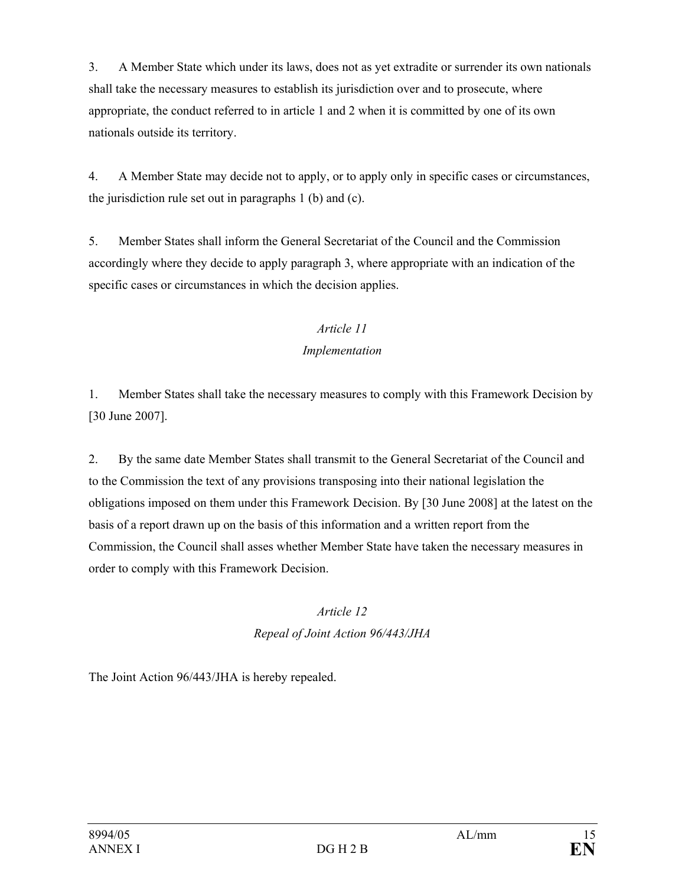3. A Member State which under its laws, does not as yet extradite or surrender its own nationals shall take the necessary measures to establish its jurisdiction over and to prosecute, where appropriate, the conduct referred to in article 1 and 2 when it is committed by one of its own nationals outside its territory.

4. A Member State may decide not to apply, or to apply only in specific cases or circumstances, the jurisdiction rule set out in paragraphs 1 (b) and (c).

5. Member States shall inform the General Secretariat of the Council and the Commission accordingly where they decide to apply paragraph 3, where appropriate with an indication of the specific cases or circumstances in which the decision applies.

*Article 11*

*Implementation*

1. Member States shall take the necessary measures to comply with this Framework Decision by [30 June 2007].

2. By the same date Member States shall transmit to the General Secretariat of the Council and to the Commission the text of any provisions transposing into their national legislation the obligations imposed on them under this Framework Decision. By [30 June 2008] at the latest on the basis of a report drawn up on the basis of this information and a written report from the Commission, the Council shall asses whether Member State have taken the necessary measures in order to comply with this Framework Decision.

*Article 12*

*Repeal of Joint Action 96/443/JHA*

The Joint Action 96/443/JHA is hereby repealed.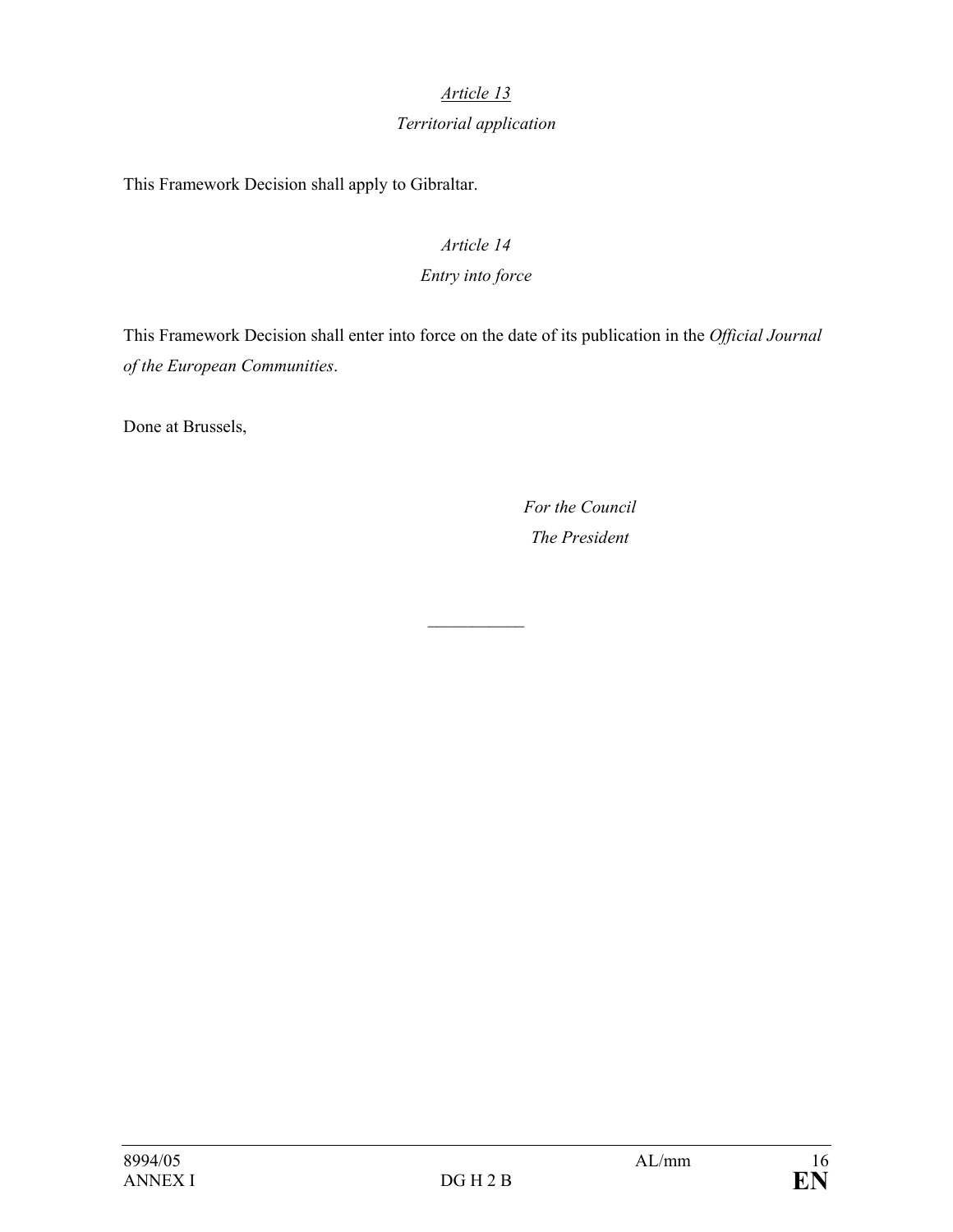*Article 13*

*Territorial application*

This Framework Decision shall apply to Gibraltar.

*Article 14*

*Entry into force*

This Framework Decision shall enter into force on the date of its publication in the *Official Journal of the European Communities*.

Done at Brussels,

*For the Council*

*The President*

___________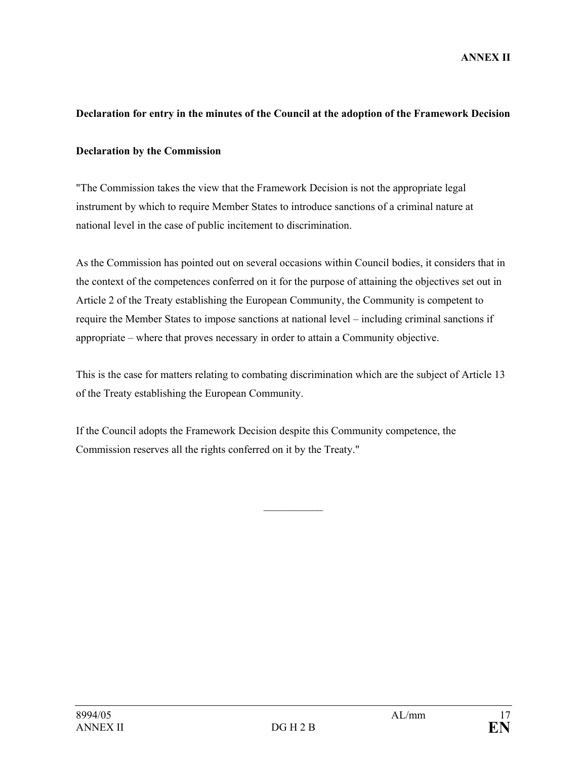**ANNEX II**

**Declaration for entry in the minutes of the Council at the adoption of the Framework Decision**

**Declaration by the Commission**

"The Commission takes the view that the Framework Decision is not the appropriate legal instrument by which to require Member States to introduce sanctions of a criminal nature at national level in the case of public incitement to discrimination.

As the Commission has pointed out on several occasions within Council bodies, it considers that in the context of the competences conferred on it for the purpose of attaining the objectives set out in Article 2 of the Treaty establishing the European Community, the Community is competent to require the Member States to impose sanctions at national level – including criminal sanctions if appropriate – where that proves necessary in order to attain a Community objective.

This is the case for matters relating to combating discrimination which are the subject of Article 13 of the Treaty establishing the European Community.

If the Council adopts the Framework Decision despite this Community competence, the Commission reserves all the rights conferred on it by the Treaty."

___________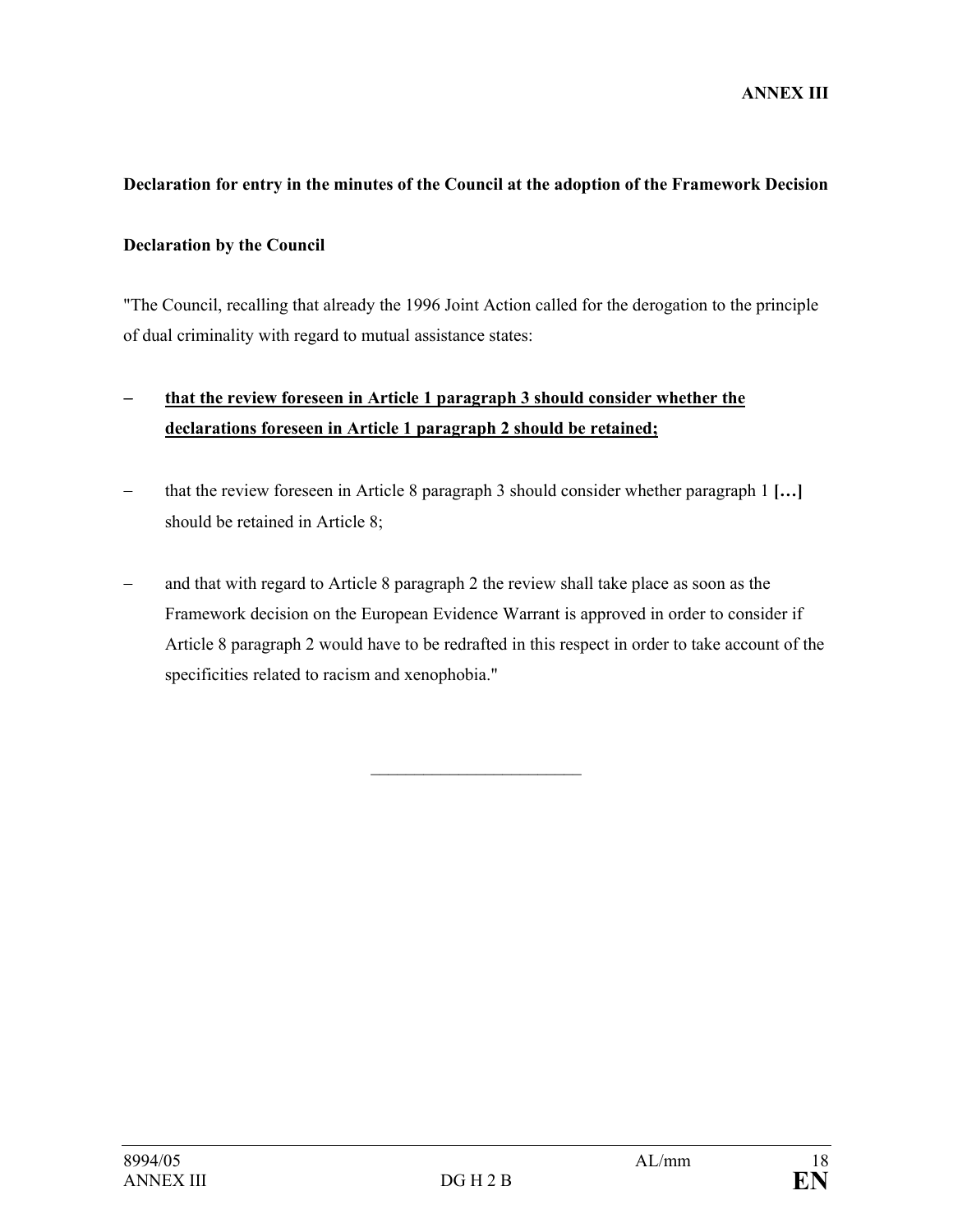**ANNEX III**

**Declaration for entry in the minutes of the Council at the adoption of the Framework Decision**

**Declaration by the Council**

"The Council, recalling that already the 1996 Joint Action called for the derogation to the principle of dual criminality with regard to mutual assistance states:

- **<u>that the review foreseen in Article 1 paragraph 3 should consider whether the declarations foreseen in Article 1 paragraph 2 should be retained;</u>**

- that the review foreseen in Article 8 paragraph 3 should consider whether paragraph 1 **[…]** should be retained in Article 8;

- and that with regard to Article 8 paragraph 2 the review shall take place as soon as the Framework decision on the European Evidence Warrant is approved in order to consider if Article 8 paragraph 2 would have to be redrafted in this respect in order to take account of the specificities related to racism and xenophobia."

________________________